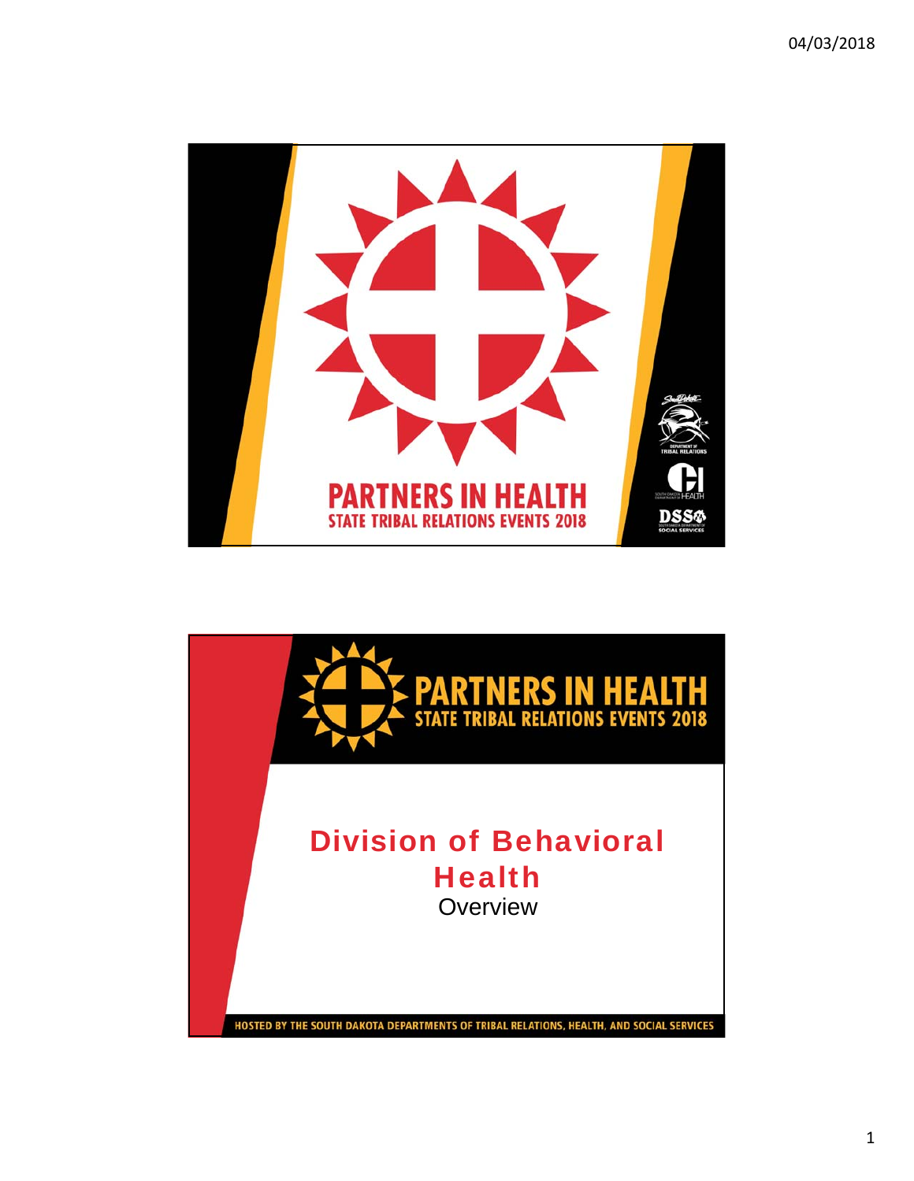# PARTNERS IN HEALTH

## STATE TRIBAL RELATIONS EVENTS 2018

South Dakota Department of Tribal Relations

South Dakota Department of Health

DSS South Dakota Department of Social Services

---

# PARTNERS IN HEALTH

## STATE TRIBAL RELATIONS EVENTS 2018

# Division of Behavioral Health

Overview

HOSTED BY THE SOUTH DAKOTA DEPARTMENTS OF TRIBAL RELATIONS, HEALTH, AND SOCIAL SERVICES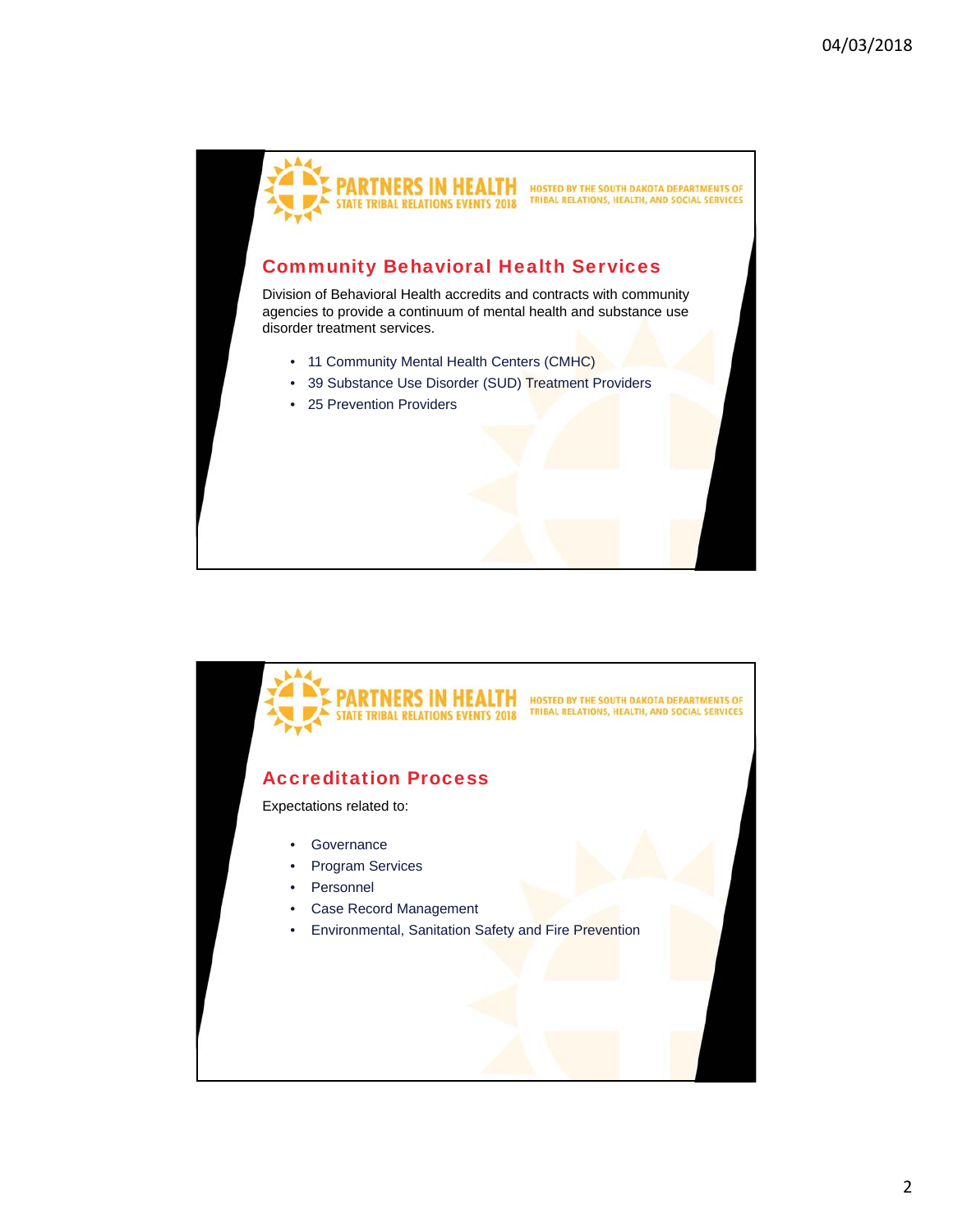PARTNERS IN HEALTH
STATE TRIBAL RELATIONS EVENTS 2018
HOSTED BY THE SOUTH DAKOTA DEPARTMENTS OF TRIBAL RELATIONS, HEALTH, AND SOCIAL SERVICES

## Community Behavioral Health Services

Division of Behavioral Health accredits and contracts with community agencies to provide a continuum of mental health and substance use disorder treatment services.

- 11 Community Mental Health Centers (CMHC)
- 39 Substance Use Disorder (SUD) Treatment Providers
- 25 Prevention Providers

PARTNERS IN HEALTH
STATE TRIBAL RELATIONS EVENTS 2018
HOSTED BY THE SOUTH DAKOTA DEPARTMENTS OF TRIBAL RELATIONS, HEALTH, AND SOCIAL SERVICES

## Accreditation Process

Expectations related to:

- Governance
- Program Services
- Personnel
- Case Record Management
- Environmental, Sanitation Safety and Fire Prevention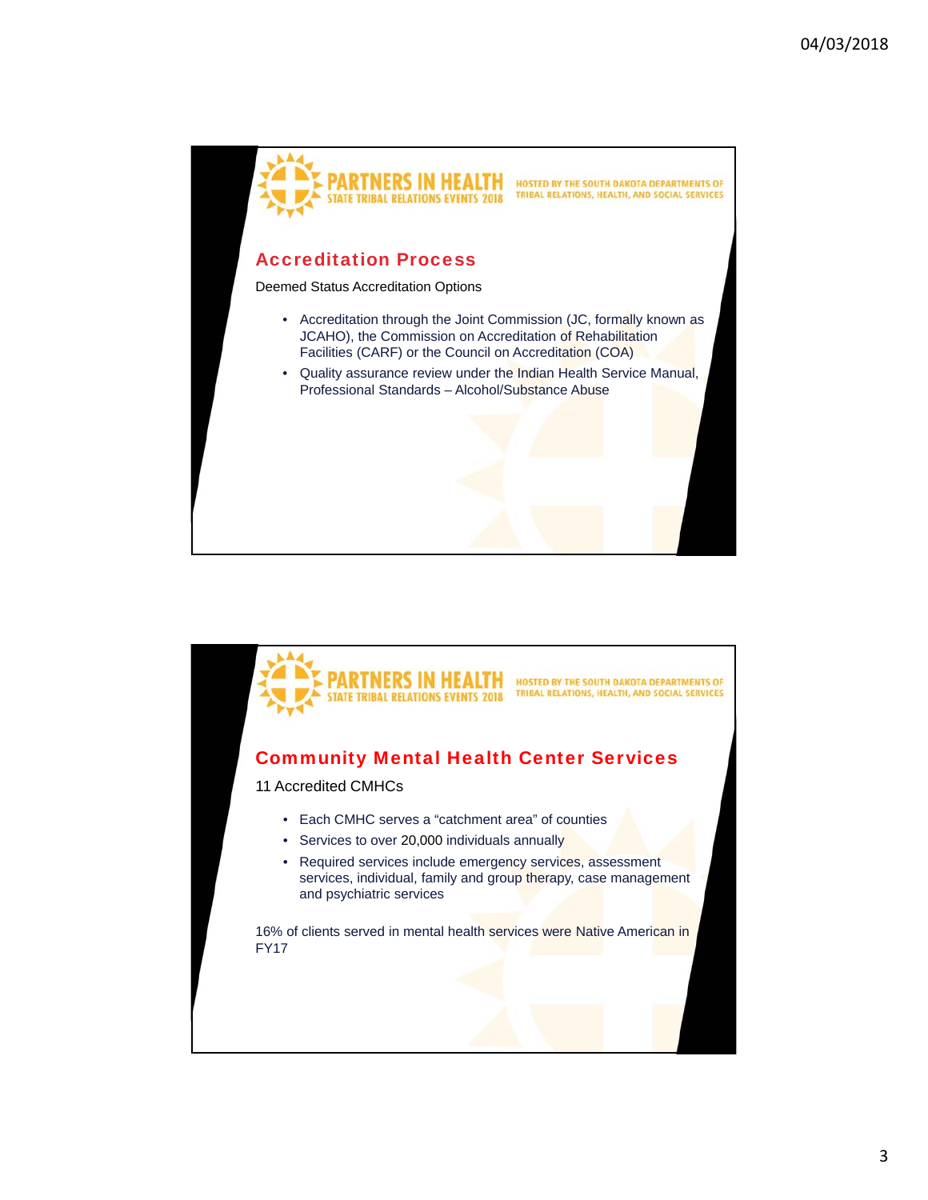PARTNERS IN HEALTH
STATE TRIBAL RELATIONS EVENTS 2018
HOSTED BY THE SOUTH DAKOTA DEPARTMENTS OF TRIBAL RELATIONS, HEALTH, AND SOCIAL SERVICES

## Accreditation Process

Deemed Status Accreditation Options

- Accreditation through the Joint Commission (JC, formally known as JCAHO), the Commission on Accreditation of Rehabilitation Facilities (CARF) or the Council on Accreditation (COA)
- Quality assurance review under the Indian Health Service Manual, Professional Standards – Alcohol/Substance Abuse

PARTNERS IN HEALTH
STATE TRIBAL RELATIONS EVENTS 2018
HOSTED BY THE SOUTH DAKOTA DEPARTMENTS OF TRIBAL RELATIONS, HEALTH, AND SOCIAL SERVICES

## Community Mental Health Center Services

11 Accredited CMHCs

- Each CMHC serves a "catchment area" of counties
- Services to over 20,000 individuals annually
- Required services include emergency services, assessment services, individual, family and group therapy, case management and psychiatric services

16% of clients served in mental health services were Native American in FY17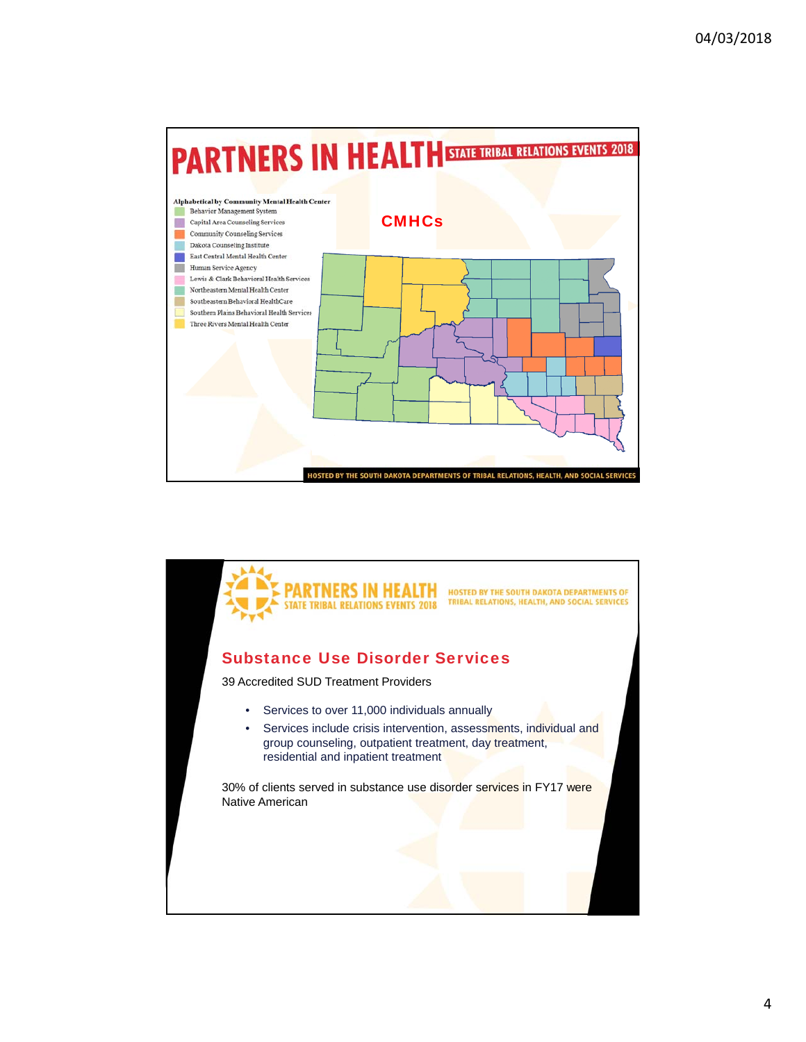# PARTNERS IN HEALTH

STATE TRIBAL RELATIONS EVENTS 2018

## CMHCs

**Alphabetical by Community Mental Health Center**

- Behavior Management System
- Capital Area Counseling Services
- Community Counseling Services
- Dakota Counseling Institute
- East Central Mental Health Center
- Human Service Agency
- Lewis & Clark Behavioral Health Services
- Northeastern Mental Health Center
- Southeastern Behavioral HealthCare
- Southern Plains Behavioral Health Services
- Three Rivers Mental Health Center

HOSTED BY THE SOUTH DAKOTA DEPARTMENTS OF TRIBAL RELATIONS, HEALTH, AND SOCIAL SERVICES

---

PARTNERS IN HEALTH
STATE TRIBAL RELATIONS EVENTS 2018

HOSTED BY THE SOUTH DAKOTA DEPARTMENTS OF TRIBAL RELATIONS, HEALTH, AND SOCIAL SERVICES

## Substance Use Disorder Services

39 Accredited SUD Treatment Providers

- Services to over 11,000 individuals annually
- Services include crisis intervention, assessments, individual and group counseling, outpatient treatment, day treatment, residential and inpatient treatment

30% of clients served in substance use disorder services in FY17 were Native American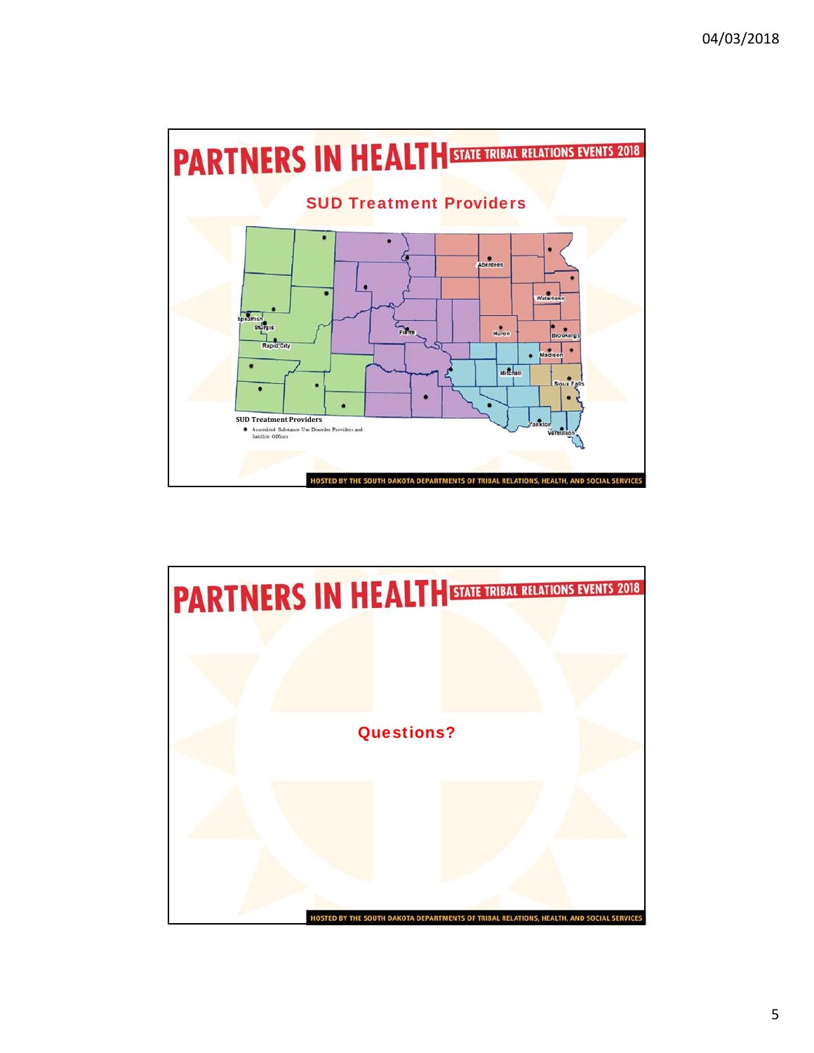# PARTNERS IN HEALTH STATE TRIBAL RELATIONS EVENTS 2018

## SUD Treatment Providers

Aberdeen
Watertown
Spearfish
Sturgis
Rapid City
Pierre
Huron
Brookings
Madison
Mitchell
Sioux Falls
Yankton
Vermillion

SUD Treatment Providers
● Accredited Substance Use Disorder Providers and Satellite Offices

HOSTED BY THE SOUTH DAKOTA DEPARTMENTS OF TRIBAL RELATIONS, HEALTH, AND SOCIAL SERVICES

# PARTNERS IN HEALTH STATE TRIBAL RELATIONS EVENTS 2018

## Questions?

HOSTED BY THE SOUTH DAKOTA DEPARTMENTS OF TRIBAL RELATIONS, HEALTH, AND SOCIAL SERVICES